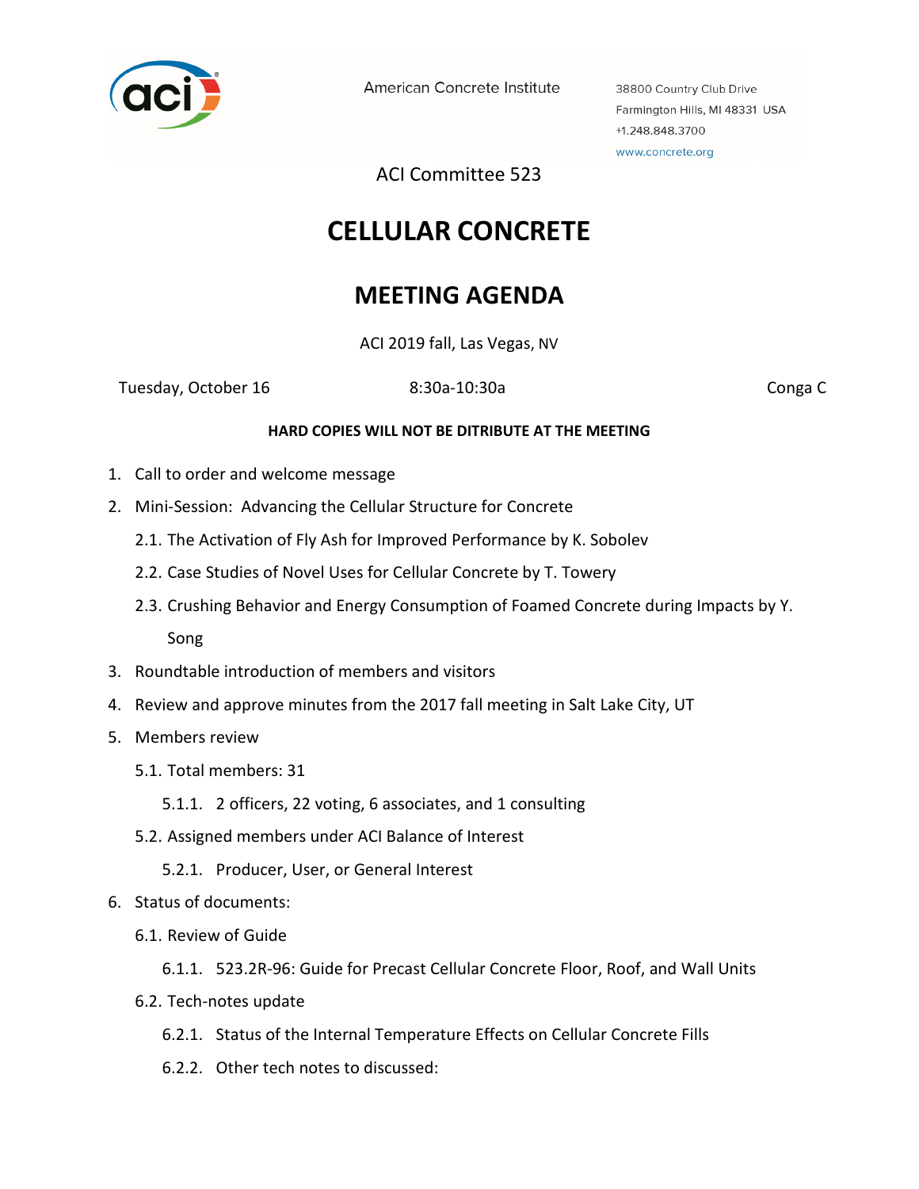American Concrete Institute

38800 Country Club Drive
Farmington Hills, MI 48331 USA
+1.248.848.3700
www.concrete.org

ACI Committee 523

# CELLULAR CONCRETE

# MEETING AGENDA

ACI 2019 fall, Las Vegas, NV

Tuesday, October 16 | 8:30a-10:30a | Conga C

**HARD COPIES WILL NOT BE DITRIBUTE AT THE MEETING**

1. Call to order and welcome message
2. Mini-Session: Advancing the Cellular Structure for Concrete
   - 2.1. The Activation of Fly Ash for Improved Performance by K. Sobolev
   - 2.2. Case Studies of Novel Uses for Cellular Concrete by T. Towery
   - 2.3. Crushing Behavior and Energy Consumption of Foamed Concrete during Impacts by Y. Song
3. Roundtable introduction of members and visitors
4. Review and approve minutes from the 2017 fall meeting in Salt Lake City, UT
5. Members review
   - 5.1. Total members: 31
     - 5.1.1. 2 officers, 22 voting, 6 associates, and 1 consulting
   - 5.2. Assigned members under ACI Balance of Interest
     - 5.2.1. Producer, User, or General Interest
6. Status of documents:
   - 6.1. Review of Guide
     - 6.1.1. 523.2R-96: Guide for Precast Cellular Concrete Floor, Roof, and Wall Units
   - 6.2. Tech-notes update
     - 6.2.1. Status of the Internal Temperature Effects on Cellular Concrete Fills
     - 6.2.2. Other tech notes to discussed: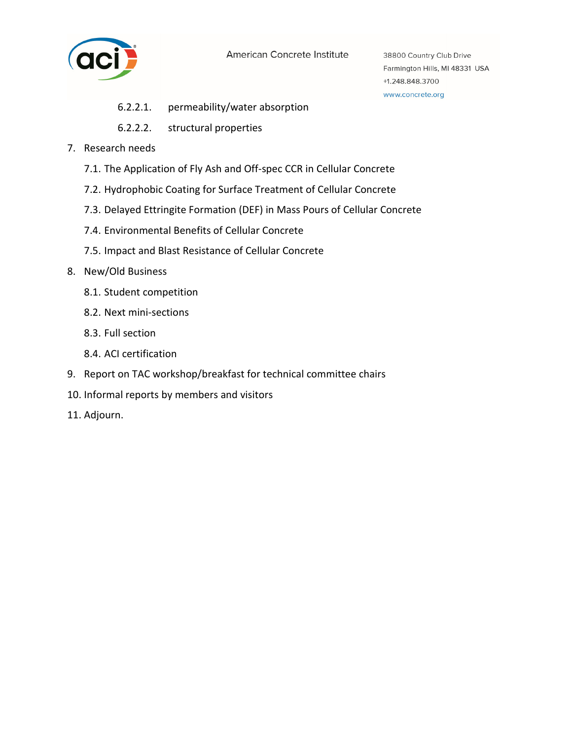6.2.2.1. permeability/water absorption

6.2.2.2. structural properties

7. Research needs
    7.1. The Application of Fly Ash and Off-spec CCR in Cellular Concrete
    7.2. Hydrophobic Coating for Surface Treatment of Cellular Concrete
    7.3. Delayed Ettringite Formation (DEF) in Mass Pours of Cellular Concrete
    7.4. Environmental Benefits of Cellular Concrete
    7.5. Impact and Blast Resistance of Cellular Concrete
8. New/Old Business
    8.1. Student competition
    8.2. Next mini-sections
    8.3. Full section
    8.4. ACI certification
9. Report on TAC workshop/breakfast for technical committee chairs
10. Informal reports by members and visitors
11. Adjourn.